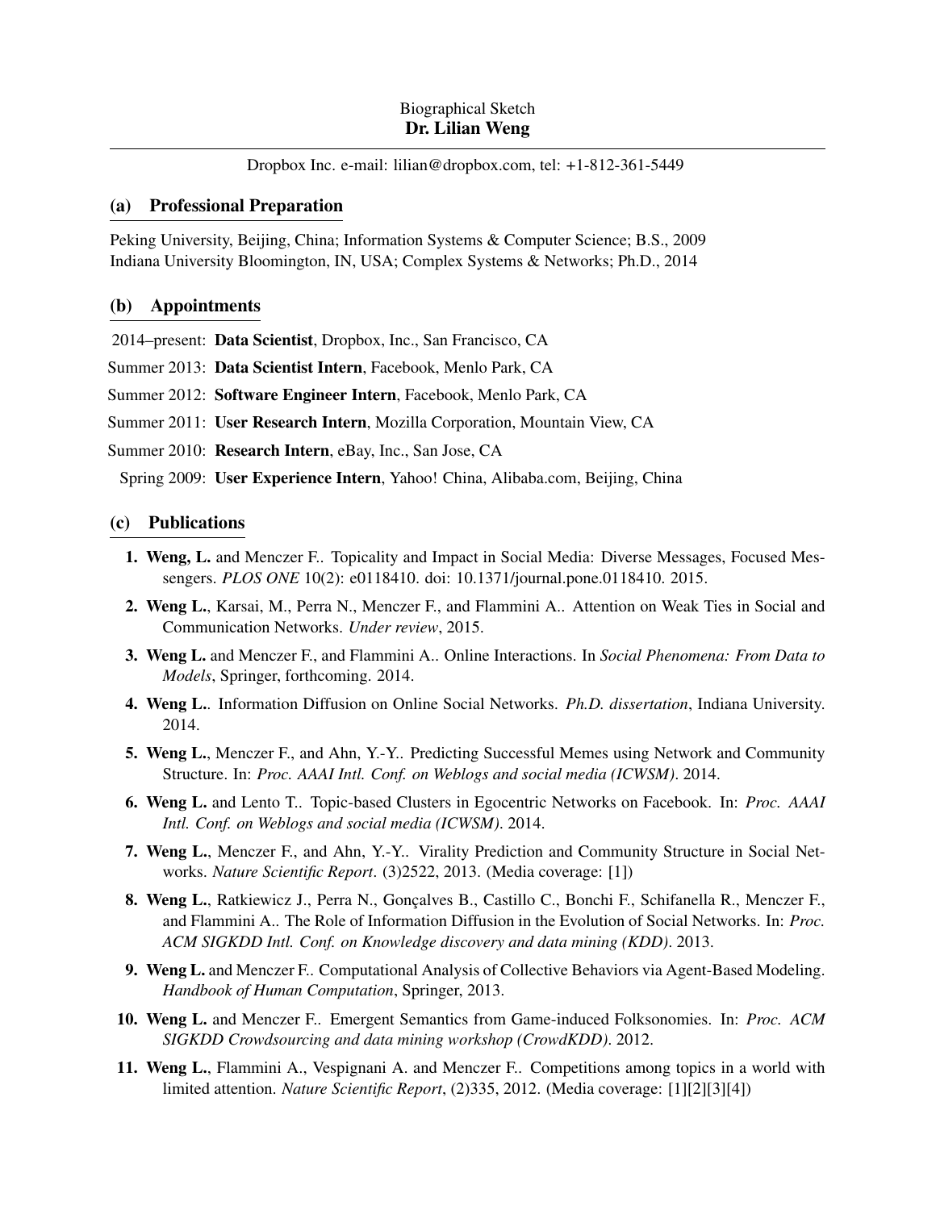Biographical Sketch
**Dr. Lilian Weng**

Dropbox Inc. e-mail: lilian@dropbox.com, tel: +1-812-361-5449

## (a) Professional Preparation

Peking University, Beijing, China; Information Systems & Computer Science; B.S., 2009
Indiana University Bloomington, IN, USA; Complex Systems & Networks; Ph.D., 2014

## (b) Appointments

2014–present: **Data Scientist**, Dropbox, Inc., San Francisco, CA

Summer 2013: **Data Scientist Intern**, Facebook, Menlo Park, CA

Summer 2012: **Software Engineer Intern**, Facebook, Menlo Park, CA

Summer 2011: **User Research Intern**, Mozilla Corporation, Mountain View, CA

Summer 2010: **Research Intern**, eBay, Inc., San Jose, CA

Spring 2009: **User Experience Intern**, Yahoo! China, Alibaba.com, Beijing, China

## (c) Publications

1. **Weng, L.** and Menczer F.. Topicality and Impact in Social Media: Diverse Messages, Focused Messengers. *PLOS ONE* 10(2): e0118410. doi: 10.1371/journal.pone.0118410. 2015.
2. **Weng L.**, Karsai, M., Perra N., Menczer F., and Flammini A.. Attention on Weak Ties in Social and Communication Networks. *Under review*, 2015.
3. **Weng L.** and Menczer F., and Flammini A.. Online Interactions. In *Social Phenomena: From Data to Models*, Springer, forthcoming. 2014.
4. **Weng L.**. Information Diffusion on Online Social Networks. *Ph.D. dissertation*, Indiana University. 2014.
5. **Weng L.**, Menczer F., and Ahn, Y.-Y.. Predicting Successful Memes using Network and Community Structure. In: *Proc. AAAI Intl. Conf. on Weblogs and social media (ICWSM)*. 2014.
6. **Weng L.** and Lento T.. Topic-based Clusters in Egocentric Networks on Facebook. In: *Proc. AAAI Intl. Conf. on Weblogs and social media (ICWSM)*. 2014.
7. **Weng L.**, Menczer F., and Ahn, Y.-Y.. Virality Prediction and Community Structure in Social Networks. *Nature Scientific Report*. (3)2522, 2013. (Media coverage: [1])
8. **Weng L.**, Ratkiewicz J., Perra N., Gonçalves B., Castillo C., Bonchi F., Schifanella R., Menczer F., and Flammini A.. The Role of Information Diffusion in the Evolution of Social Networks. In: *Proc. ACM SIGKDD Intl. Conf. on Knowledge discovery and data mining (KDD)*. 2013.
9. **Weng L.** and Menczer F.. Computational Analysis of Collective Behaviors via Agent-Based Modeling. *Handbook of Human Computation*, Springer, 2013.
10. **Weng L.** and Menczer F.. Emergent Semantics from Game-induced Folksonomies. In: *Proc. ACM SIGKDD Crowdsourcing and data mining workshop (CrowdKDD)*. 2012.
11. **Weng L.**, Flammini A., Vespignani A. and Menczer F.. Competitions among topics in a world with limited attention. *Nature Scientific Report*, (2)335, 2012. (Media coverage: [1][2][3][4])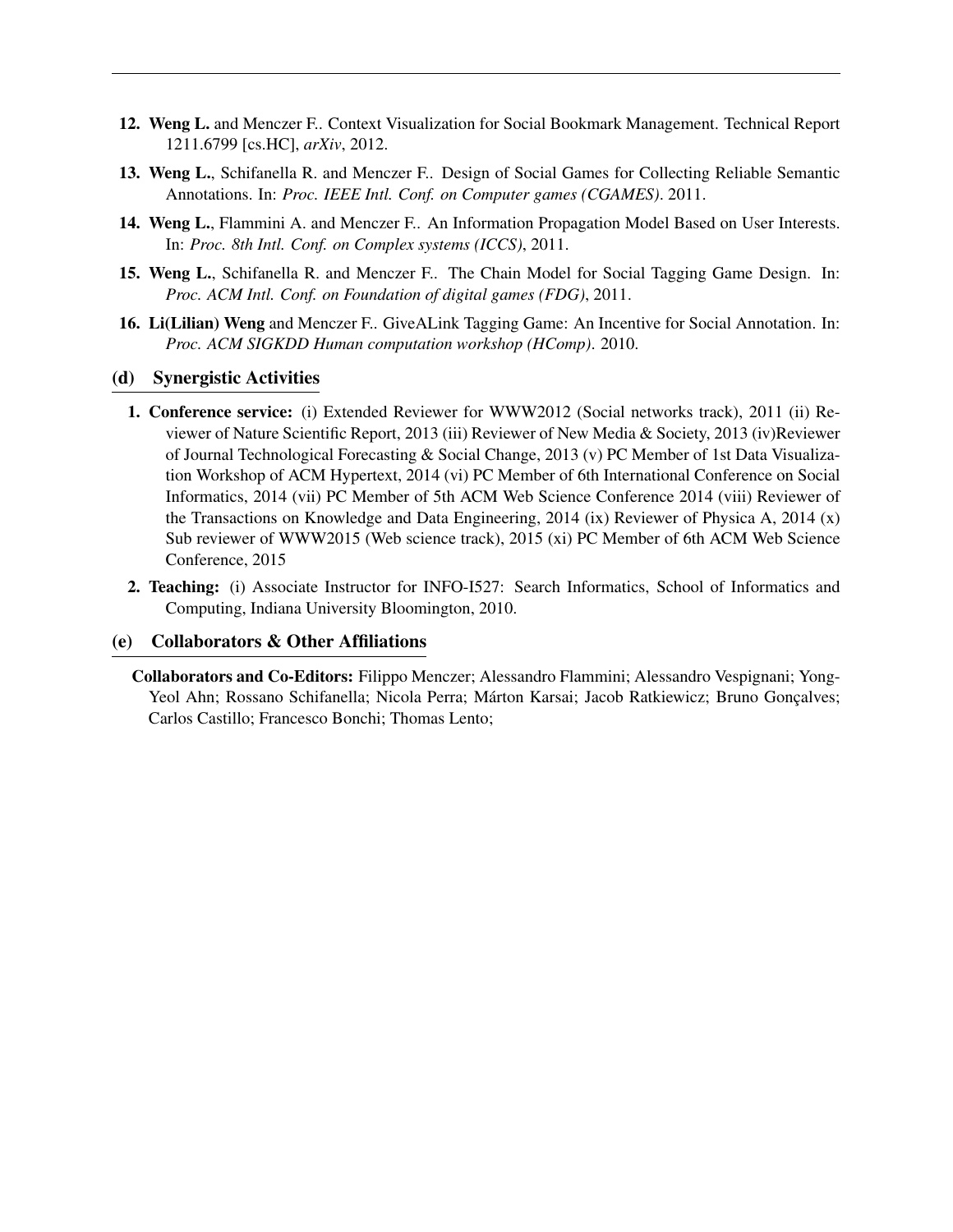12. **Weng L.** and Menczer F.. Context Visualization for Social Bookmark Management. Technical Report 1211.6799 [cs.HC], *arXiv*, 2012.

13. **Weng L.**, Schifanella R. and Menczer F.. Design of Social Games for Collecting Reliable Semantic Annotations. In: *Proc. IEEE Intl. Conf. on Computer games (CGAMES)*. 2011.

14. **Weng L.**, Flammini A. and Menczer F.. An Information Propagation Model Based on User Interests. In: *Proc. 8th Intl. Conf. on Complex systems (ICCS)*, 2011.

15. **Weng L.**, Schifanella R. and Menczer F.. The Chain Model for Social Tagging Game Design. In: *Proc. ACM Intl. Conf. on Foundation of digital games (FDG)*, 2011.

16. **Li(Lilian) Weng** and Menczer F.. GiveALink Tagging Game: An Incentive for Social Annotation. In: *Proc. ACM SIGKDD Human computation workshop (HComp)*. 2010.

## (d) Synergistic Activities

1. **Conference service:** (i) Extended Reviewer for WWW2012 (Social networks track), 2011 (ii) Reviewer of Nature Scientific Report, 2013 (iii) Reviewer of New Media & Society, 2013 (iv)Reviewer of Journal Technological Forecasting & Social Change, 2013 (v) PC Member of 1st Data Visualization Workshop of ACM Hypertext, 2014 (vi) PC Member of 6th International Conference on Social Informatics, 2014 (vii) PC Member of 5th ACM Web Science Conference 2014 (viii) Reviewer of the Transactions on Knowledge and Data Engineering, 2014 (ix) Reviewer of Physica A, 2014 (x) Sub reviewer of WWW2015 (Web science track), 2015 (xi) PC Member of 6th ACM Web Science Conference, 2015

2. **Teaching:** (i) Associate Instructor for INFO-I527: Search Informatics, School of Informatics and Computing, Indiana University Bloomington, 2010.

## (e) Collaborators & Other Affiliations

**Collaborators and Co-Editors:** Filippo Menczer; Alessandro Flammini; Alessandro Vespignani; Yong-Yeol Ahn; Rossano Schifanella; Nicola Perra; Márton Karsai; Jacob Ratkiewicz; Bruno Gonçalves; Carlos Castillo; Francesco Bonchi; Thomas Lento;